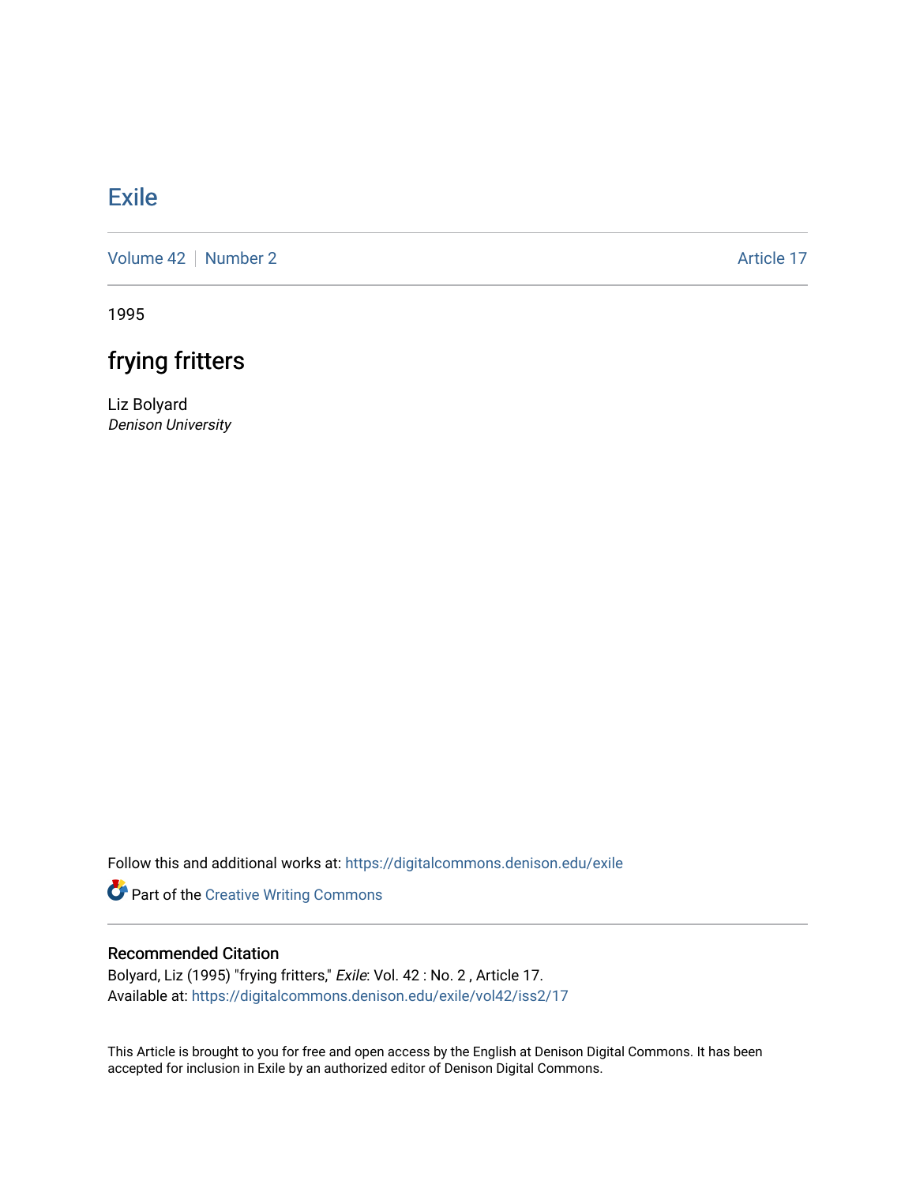# Exile

Volume 42 | Number 2 | Article 17

1995

## frying fritters

Liz Bolyard
*Denison University*

Follow this and additional works at: https://digitalcommons.denison.edu/exile

Part of the Creative Writing Commons

### Recommended Citation

Bolyard, Liz (1995) "frying fritters," *Exile*: Vol. 42 : No. 2 , Article 17.
Available at: https://digitalcommons.denison.edu/exile/vol42/iss2/17

This Article is brought to you for free and open access by the English at Denison Digital Commons. It has been accepted for inclusion in Exile by an authorized editor of Denison Digital Commons.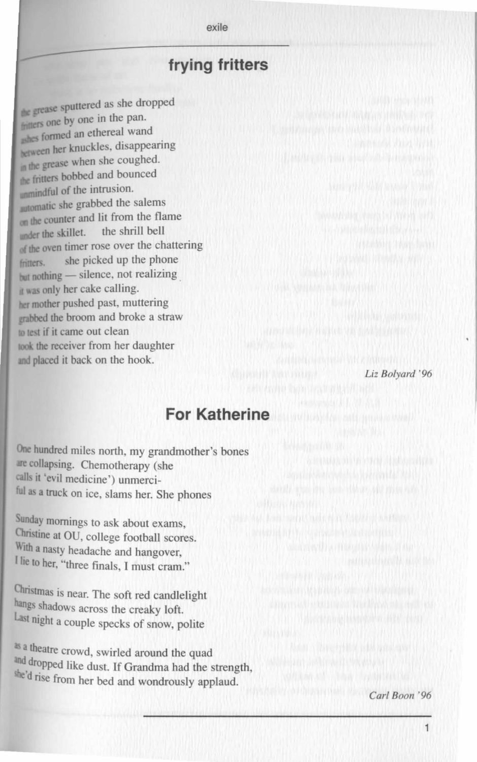## frying fritters

the grease sputtered as she dropped
fritters one by one in the pan.
ashes formed an ethereal wand
between her knuckles, disappearing
in the grease when she coughed.
the fritters bobbed and bounced
unmindful of the intrusion.
automatic she grabbed the salems
on the counter and lit from the flame
under the skillet.     the shrill bell
of the oven timer rose over the chattering
fritters.     she picked up the phone
but nothing — silence, not realizing
it was only her cake calling.
her mother pushed past, muttering
grabbed the broom and broke a straw
to test if it came out clean
took the receiver from her daughter
and placed it back on the hook.

*Liz Bolyard '96*

## For Katherine

One hundred miles north, my grandmother's bones
are collapsing. Chemotherapy (she
calls it 'evil medicine') unmerci-
ful as a truck on ice, slams her. She phones

Sunday mornings to ask about exams,
Christine at OU, college football scores.
With a nasty headache and hangover,
I lie to her, "three finals, I must cram."

Christmas is near. The soft red candlelight
hangs shadows across the creaky loft.
Last night a couple specks of snow, polite

as a theatre crowd, swirled around the quad
and dropped like dust. If Grandma had the strength,
she'd rise from her bed and wondrously applaud.

*Carl Boon '96*